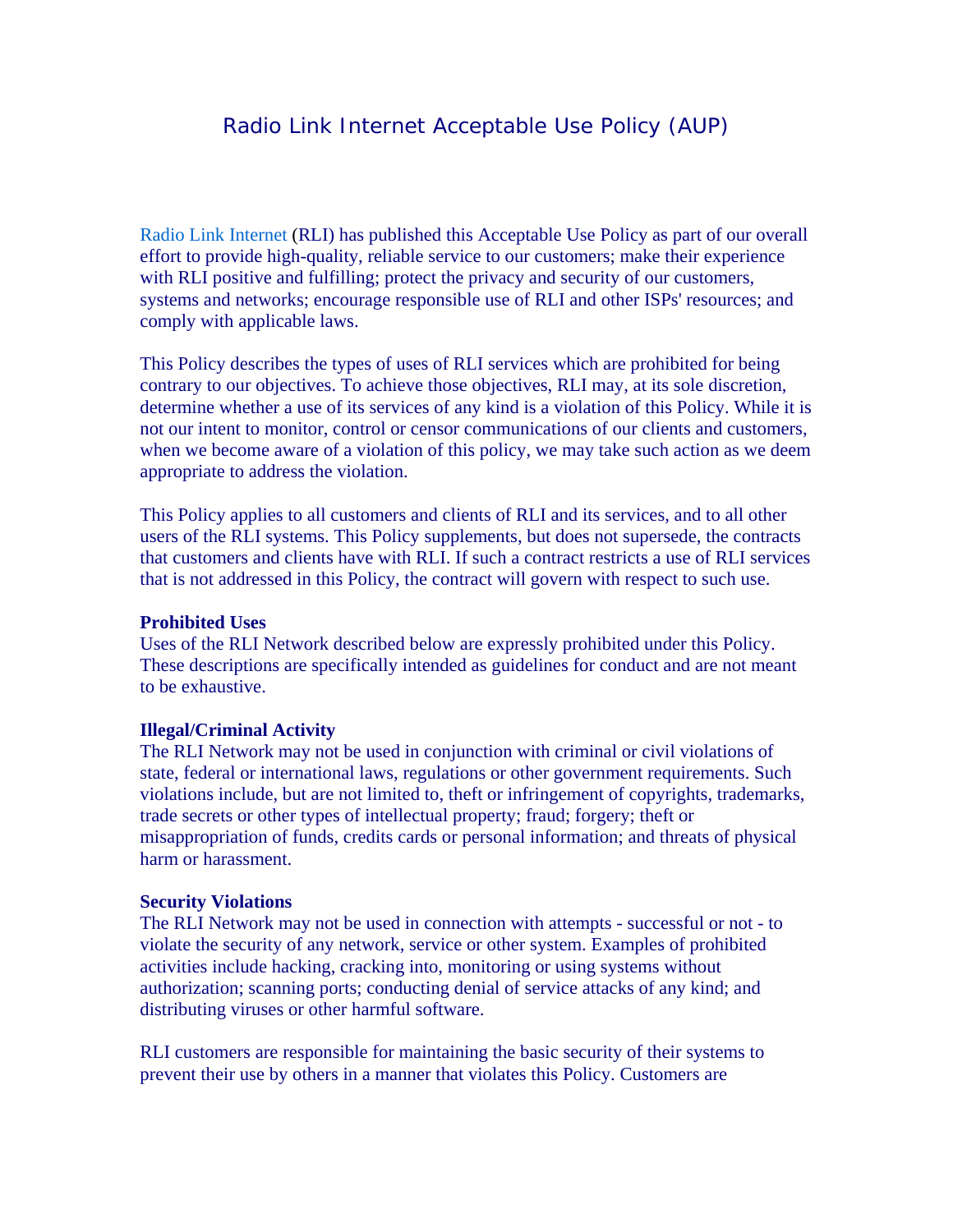# Radio Link Internet Acceptable Use Policy (AUP)

Radio Link Internet (RLI) has published this Acceptable Use Policy as part of our overall effort to provide high-quality, reliable service to our customers; make their experience with RLI positive and fulfilling; protect the privacy and security of our customers, systems and networks; encourage responsible use of RLI and other ISPs' resources; and comply with applicable laws.

This Policy describes the types of uses of RLI services which are prohibited for being contrary to our objectives. To achieve those objectives, RLI may, at its sole discretion, determine whether a use of its services of any kind is a violation of this Policy. While it is not our intent to monitor, control or censor communications of our clients and customers, when we become aware of a violation of this policy, we may take such action as we deem appropriate to address the violation.

This Policy applies to all customers and clients of RLI and its services, and to all other users of the RLI systems. This Policy supplements, but does not supersede, the contracts that customers and clients have with RLI. If such a contract restricts a use of RLI services that is not addressed in this Policy, the contract will govern with respect to such use.

**Prohibited Uses**
Uses of the RLI Network described below are expressly prohibited under this Policy. These descriptions are specifically intended as guidelines for conduct and are not meant to be exhaustive.

**Illegal/Criminal Activity**
The RLI Network may not be used in conjunction with criminal or civil violations of state, federal or international laws, regulations or other government requirements. Such violations include, but are not limited to, theft or infringement of copyrights, trademarks, trade secrets or other types of intellectual property; fraud; forgery; theft or misappropriation of funds, credits cards or personal information; and threats of physical harm or harassment.

**Security Violations**
The RLI Network may not be used in connection with attempts - successful or not - to violate the security of any network, service or other system. Examples of prohibited activities include hacking, cracking into, monitoring or using systems without authorization; scanning ports; conducting denial of service attacks of any kind; and distributing viruses or other harmful software.

RLI customers are responsible for maintaining the basic security of their systems to prevent their use by others in a manner that violates this Policy. Customers are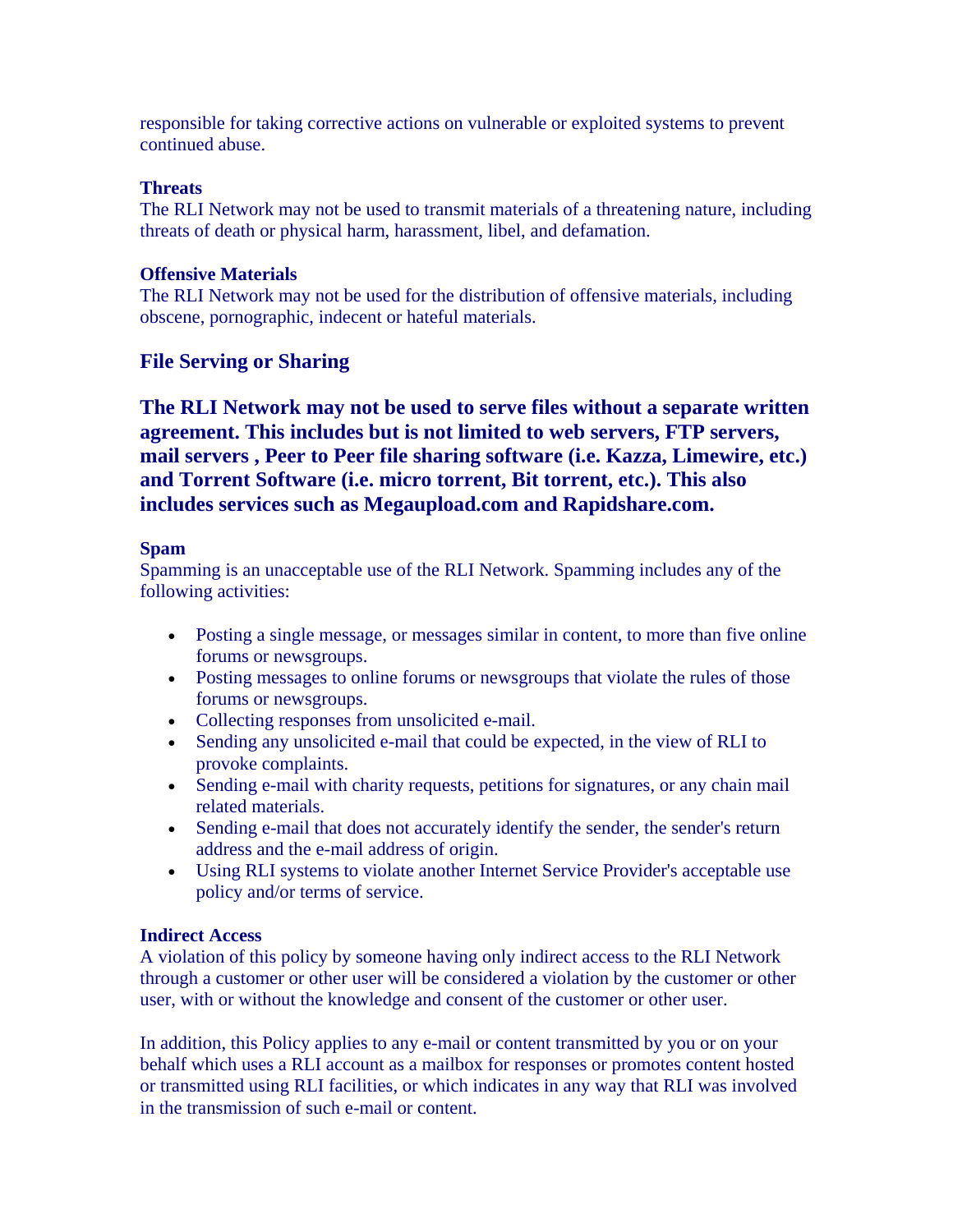responsible for taking corrective actions on vulnerable or exploited systems to prevent continued abuse.

**Threats**
The RLI Network may not be used to transmit materials of a threatening nature, including threats of death or physical harm, harassment, libel, and defamation.

**Offensive Materials**
The RLI Network may not be used for the distribution of offensive materials, including obscene, pornographic, indecent or hateful materials.

### File Serving or Sharing

**The RLI Network may not be used to serve files without a separate written agreement. This includes but is not limited to web servers, FTP servers, mail servers , Peer to Peer file sharing software (i.e. Kazza, Limewire, etc.) and Torrent Software (i.e. micro torrent, Bit torrent, etc.). This also includes services such as Megaupload.com and Rapidshare.com.**

**Spam**
Spamming is an unacceptable use of the RLI Network. Spamming includes any of the following activities:

- Posting a single message, or messages similar in content, to more than five online forums or newsgroups.
- Posting messages to online forums or newsgroups that violate the rules of those forums or newsgroups.
- Collecting responses from unsolicited e-mail.
- Sending any unsolicited e-mail that could be expected, in the view of RLI to provoke complaints.
- Sending e-mail with charity requests, petitions for signatures, or any chain mail related materials.
- Sending e-mail that does not accurately identify the sender, the sender's return address and the e-mail address of origin.
- Using RLI systems to violate another Internet Service Provider's acceptable use policy and/or terms of service.

**Indirect Access**
A violation of this policy by someone having only indirect access to the RLI Network through a customer or other user will be considered a violation by the customer or other user, with or without the knowledge and consent of the customer or other user.

In addition, this Policy applies to any e-mail or content transmitted by you or on your behalf which uses a RLI account as a mailbox for responses or promotes content hosted or transmitted using RLI facilities, or which indicates in any way that RLI was involved in the transmission of such e-mail or content.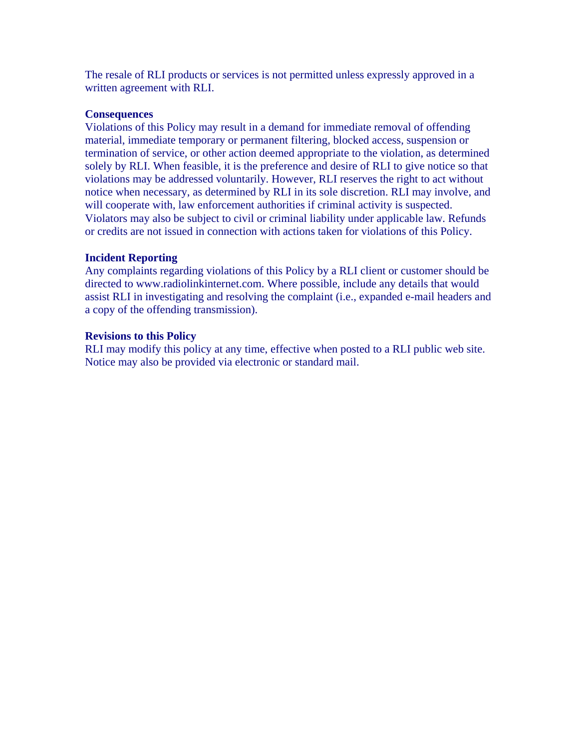The resale of RLI products or services is not permitted unless expressly approved in a written agreement with RLI.

**Consequences**

Violations of this Policy may result in a demand for immediate removal of offending material, immediate temporary or permanent filtering, blocked access, suspension or termination of service, or other action deemed appropriate to the violation, as determined solely by RLI. When feasible, it is the preference and desire of RLI to give notice so that violations may be addressed voluntarily. However, RLI reserves the right to act without notice when necessary, as determined by RLI in its sole discretion. RLI may involve, and will cooperate with, law enforcement authorities if criminal activity is suspected. Violators may also be subject to civil or criminal liability under applicable law. Refunds or credits are not issued in connection with actions taken for violations of this Policy.

**Incident Reporting**

Any complaints regarding violations of this Policy by a RLI client or customer should be directed to www.radiolinkinternet.com. Where possible, include any details that would assist RLI in investigating and resolving the complaint (i.e., expanded e-mail headers and a copy of the offending transmission).

**Revisions to this Policy**

RLI may modify this policy at any time, effective when posted to a RLI public web site. Notice may also be provided via electronic or standard mail.